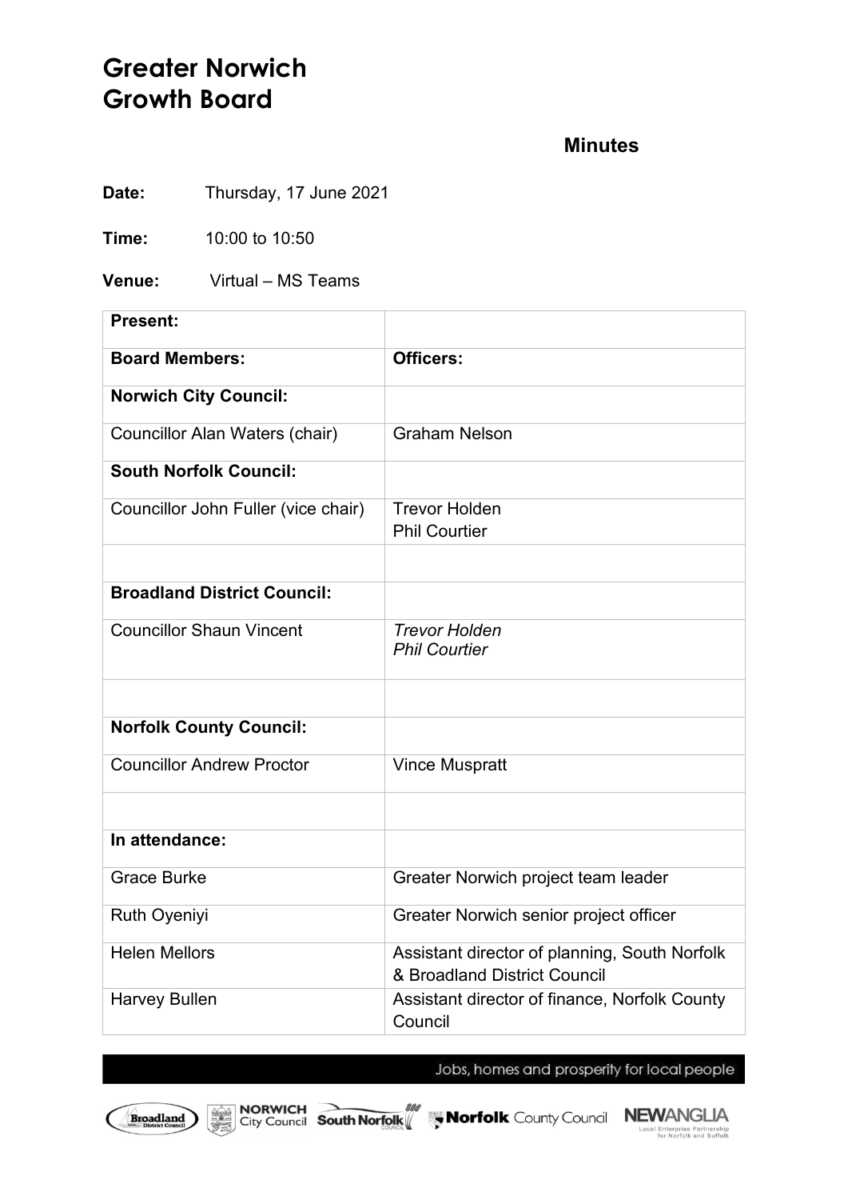# Greater Norwich Growth Board

## Minutes

**Date:** Thursday, 17 June 2021

**Time:** 10:00 to 10:50

**Venue:** Virtual – MS Teams

| **Present:** | |
|---|---|
| **Board Members:** | **Officers:** |
| **Norwich City Council:** | |
| Councillor Alan Waters (chair) | Graham Nelson |
| **South Norfolk Council:** | |
| Councillor John Fuller (vice chair) | Trevor Holden<br>Phil Courtier |
| | |
| **Broadland District Council:** | |
| Councillor Shaun Vincent | *Trevor Holden*<br>*Phil Courtier* |
| | |
| **Norfolk County Council:** | |
| Councillor Andrew Proctor | Vince Muspratt |
| | |
| **In attendance:** | |
| Grace Burke | Greater Norwich project team leader |
| Ruth Oyeniyi | Greater Norwich senior project officer |
| Helen Mellors | Assistant director of planning, South Norfolk & Broadland District Council |
| Harvey Bullen | Assistant director of finance, Norfolk County Council |

Jobs, homes and prosperity for local people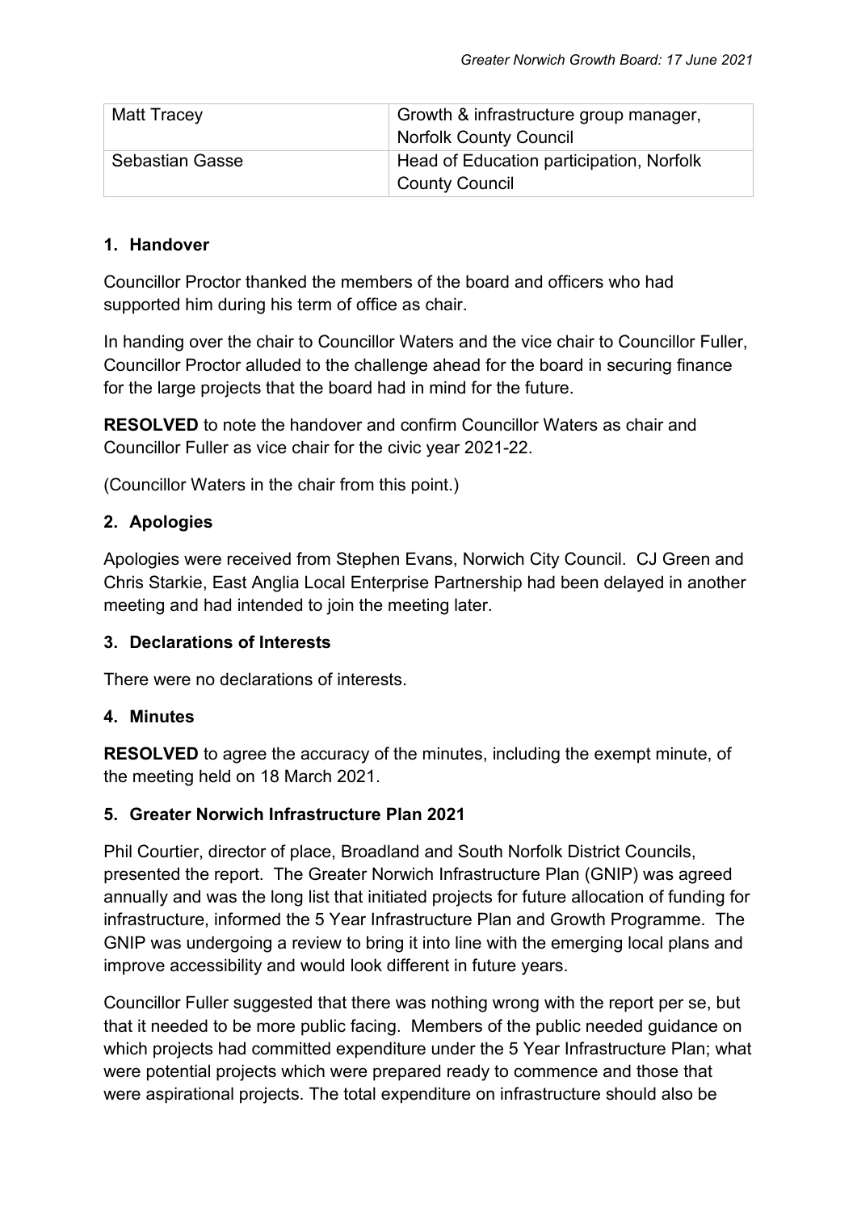| | |
|---|---|
| Matt Tracey | Growth & infrastructure group manager, Norfolk County Council |
| Sebastian Gasse | Head of Education participation, Norfolk County Council |

## 1. Handover

Councillor Proctor thanked the members of the board and officers who had supported him during his term of office as chair.

In handing over the chair to Councillor Waters and the vice chair to Councillor Fuller, Councillor Proctor alluded to the challenge ahead for the board in securing finance for the large projects that the board had in mind for the future.

**RESOLVED** to note the handover and confirm Councillor Waters as chair and Councillor Fuller as vice chair for the civic year 2021-22.

(Councillor Waters in the chair from this point.)

## 2. Apologies

Apologies were received from Stephen Evans, Norwich City Council. CJ Green and Chris Starkie, East Anglia Local Enterprise Partnership had been delayed in another meeting and had intended to join the meeting later.

## 3. Declarations of Interests

There were no declarations of interests.

## 4. Minutes

**RESOLVED** to agree the accuracy of the minutes, including the exempt minute, of the meeting held on 18 March 2021.

## 5. Greater Norwich Infrastructure Plan 2021

Phil Courtier, director of place, Broadland and South Norfolk District Councils, presented the report. The Greater Norwich Infrastructure Plan (GNIP) was agreed annually and was the long list that initiated projects for future allocation of funding for infrastructure, informed the 5 Year Infrastructure Plan and Growth Programme. The GNIP was undergoing a review to bring it into line with the emerging local plans and improve accessibility and would look different in future years.

Councillor Fuller suggested that there was nothing wrong with the report per se, but that it needed to be more public facing. Members of the public needed guidance on which projects had committed expenditure under the 5 Year Infrastructure Plan; what were potential projects which were prepared ready to commence and those that were aspirational projects. The total expenditure on infrastructure should also be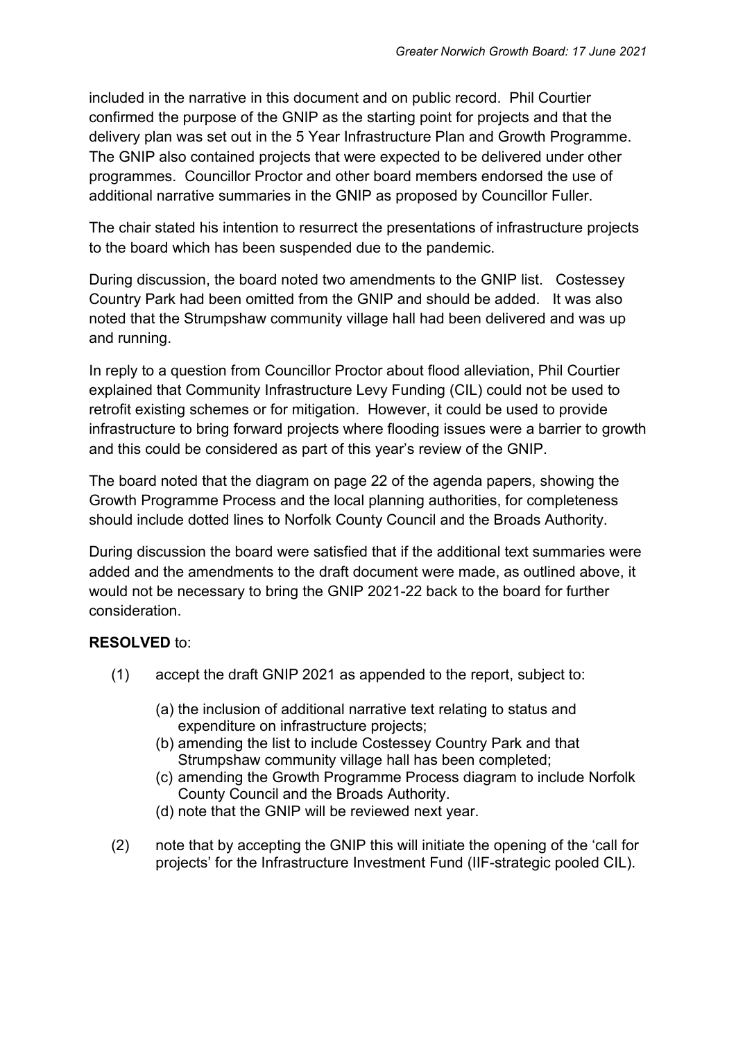included in the narrative in this document and on public record. Phil Courtier confirmed the purpose of the GNIP as the starting point for projects and that the delivery plan was set out in the 5 Year Infrastructure Plan and Growth Programme. The GNIP also contained projects that were expected to be delivered under other programmes. Councillor Proctor and other board members endorsed the use of additional narrative summaries in the GNIP as proposed by Councillor Fuller.

The chair stated his intention to resurrect the presentations of infrastructure projects to the board which has been suspended due to the pandemic.

During discussion, the board noted two amendments to the GNIP list. Costessey Country Park had been omitted from the GNIP and should be added. It was also noted that the Strumpshaw community village hall had been delivered and was up and running.

In reply to a question from Councillor Proctor about flood alleviation, Phil Courtier explained that Community Infrastructure Levy Funding (CIL) could not be used to retrofit existing schemes or for mitigation. However, it could be used to provide infrastructure to bring forward projects where flooding issues were a barrier to growth and this could be considered as part of this year's review of the GNIP.

The board noted that the diagram on page 22 of the agenda papers, showing the Growth Programme Process and the local planning authorities, for completeness should include dotted lines to Norfolk County Council and the Broads Authority.

During discussion the board were satisfied that if the additional text summaries were added and the amendments to the draft document were made, as outlined above, it would not be necessary to bring the GNIP 2021-22 back to the board for further consideration.

**RESOLVED** to:

(1) accept the draft GNIP 2021 as appended to the report, subject to:

   (a) the inclusion of additional narrative text relating to status and expenditure on infrastructure projects;
   (b) amending the list to include Costessey Country Park and that Strumpshaw community village hall has been completed;
   (c) amending the Growth Programme Process diagram to include Norfolk County Council and the Broads Authority.
   (d) note that the GNIP will be reviewed next year.

(2) note that by accepting the GNIP this will initiate the opening of the 'call for projects' for the Infrastructure Investment Fund (IIF-strategic pooled CIL).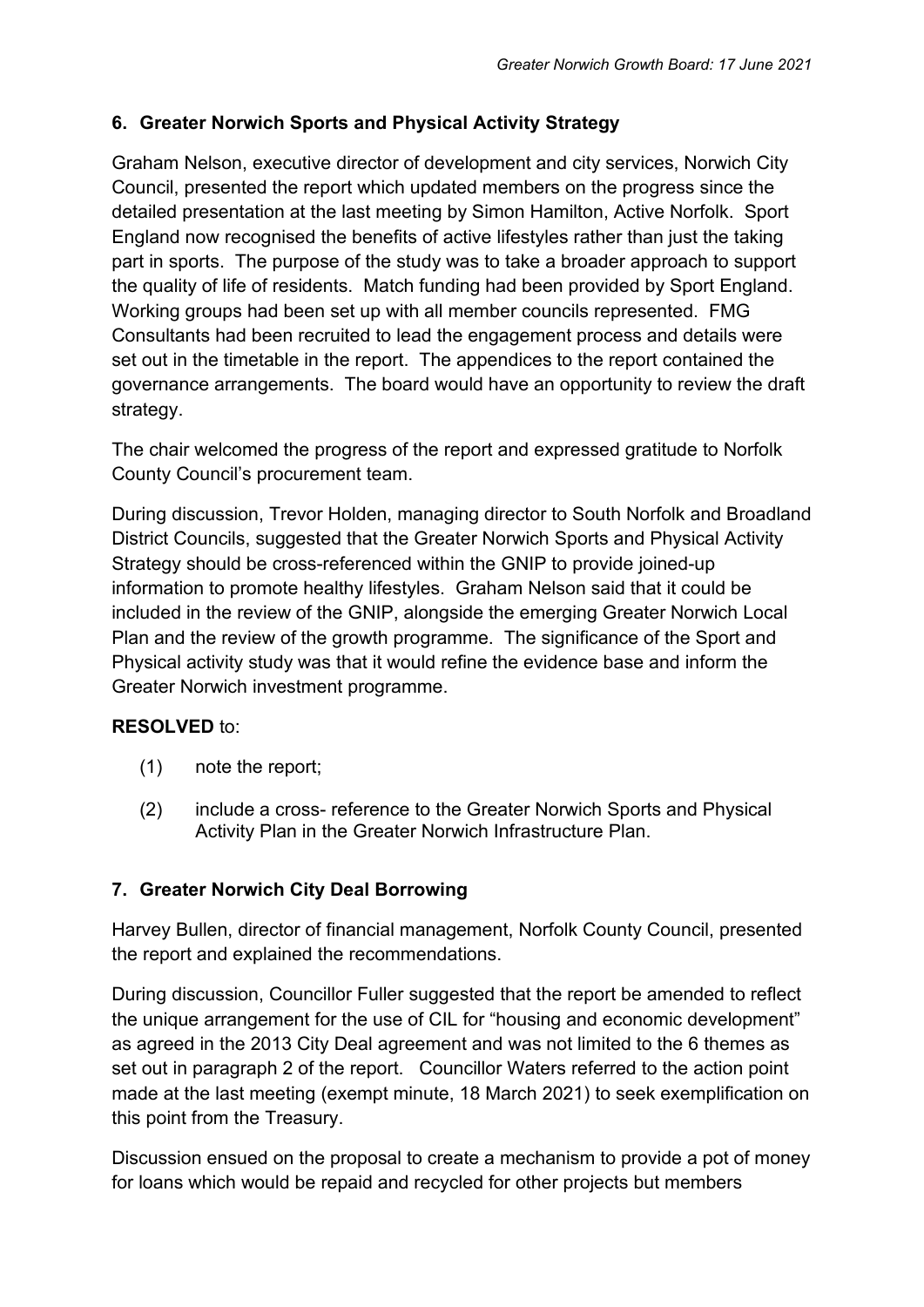## 6. Greater Norwich Sports and Physical Activity Strategy

Graham Nelson, executive director of development and city services, Norwich City Council, presented the report which updated members on the progress since the detailed presentation at the last meeting by Simon Hamilton, Active Norfolk. Sport England now recognised the benefits of active lifestyles rather than just the taking part in sports. The purpose of the study was to take a broader approach to support the quality of life of residents. Match funding had been provided by Sport England. Working groups had been set up with all member councils represented. FMG Consultants had been recruited to lead the engagement process and details were set out in the timetable in the report. The appendices to the report contained the governance arrangements. The board would have an opportunity to review the draft strategy.

The chair welcomed the progress of the report and expressed gratitude to Norfolk County Council's procurement team.

During discussion, Trevor Holden, managing director to South Norfolk and Broadland District Councils, suggested that the Greater Norwich Sports and Physical Activity Strategy should be cross-referenced within the GNIP to provide joined-up information to promote healthy lifestyles. Graham Nelson said that it could be included in the review of the GNIP, alongside the emerging Greater Norwich Local Plan and the review of the growth programme. The significance of the Sport and Physical activity study was that it would refine the evidence base and inform the Greater Norwich investment programme.

**RESOLVED** to:

(1) note the report;

(2) include a cross- reference to the Greater Norwich Sports and Physical Activity Plan in the Greater Norwich Infrastructure Plan.

## 7. Greater Norwich City Deal Borrowing

Harvey Bullen, director of financial management, Norfolk County Council, presented the report and explained the recommendations.

During discussion, Councillor Fuller suggested that the report be amended to reflect the unique arrangement for the use of CIL for "housing and economic development" as agreed in the 2013 City Deal agreement and was not limited to the 6 themes as set out in paragraph 2 of the report. Councillor Waters referred to the action point made at the last meeting (exempt minute, 18 March 2021) to seek exemplification on this point from the Treasury.

Discussion ensued on the proposal to create a mechanism to provide a pot of money for loans which would be repaid and recycled for other projects but members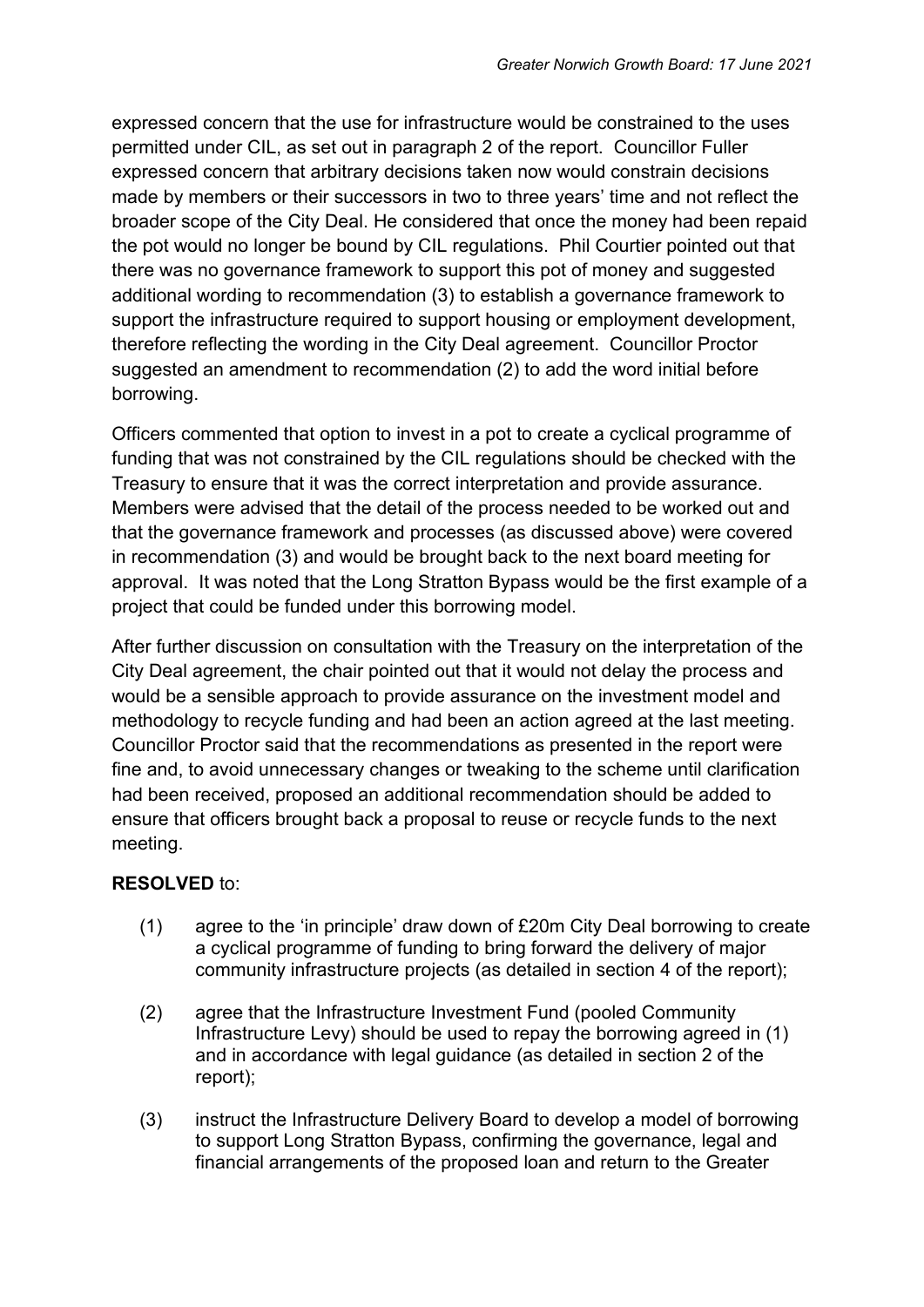expressed concern that the use for infrastructure would be constrained to the uses permitted under CIL, as set out in paragraph 2 of the report. Councillor Fuller expressed concern that arbitrary decisions taken now would constrain decisions made by members or their successors in two to three years' time and not reflect the broader scope of the City Deal. He considered that once the money had been repaid the pot would no longer be bound by CIL regulations. Phil Courtier pointed out that there was no governance framework to support this pot of money and suggested additional wording to recommendation (3) to establish a governance framework to support the infrastructure required to support housing or employment development, therefore reflecting the wording in the City Deal agreement. Councillor Proctor suggested an amendment to recommendation (2) to add the word initial before borrowing.

Officers commented that option to invest in a pot to create a cyclical programme of funding that was not constrained by the CIL regulations should be checked with the Treasury to ensure that it was the correct interpretation and provide assurance. Members were advised that the detail of the process needed to be worked out and that the governance framework and processes (as discussed above) were covered in recommendation (3) and would be brought back to the next board meeting for approval. It was noted that the Long Stratton Bypass would be the first example of a project that could be funded under this borrowing model.

After further discussion on consultation with the Treasury on the interpretation of the City Deal agreement, the chair pointed out that it would not delay the process and would be a sensible approach to provide assurance on the investment model and methodology to recycle funding and had been an action agreed at the last meeting. Councillor Proctor said that the recommendations as presented in the report were fine and, to avoid unnecessary changes or tweaking to the scheme until clarification had been received, proposed an additional recommendation should be added to ensure that officers brought back a proposal to reuse or recycle funds to the next meeting.

**RESOLVED** to:

(1) agree to the 'in principle' draw down of £20m City Deal borrowing to create a cyclical programme of funding to bring forward the delivery of major community infrastructure projects (as detailed in section 4 of the report);

(2) agree that the Infrastructure Investment Fund (pooled Community Infrastructure Levy) should be used to repay the borrowing agreed in (1) and in accordance with legal guidance (as detailed in section 2 of the report);

(3) instruct the Infrastructure Delivery Board to develop a model of borrowing to support Long Stratton Bypass, confirming the governance, legal and financial arrangements of the proposed loan and return to the Greater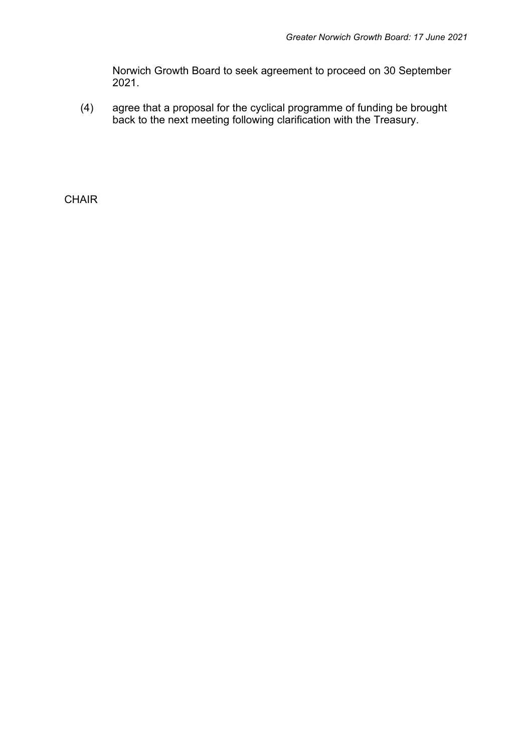Norwich Growth Board to seek agreement to proceed on 30 September 2021.

(4) agree that a proposal for the cyclical programme of funding be brought back to the next meeting following clarification with the Treasury.

CHAIR